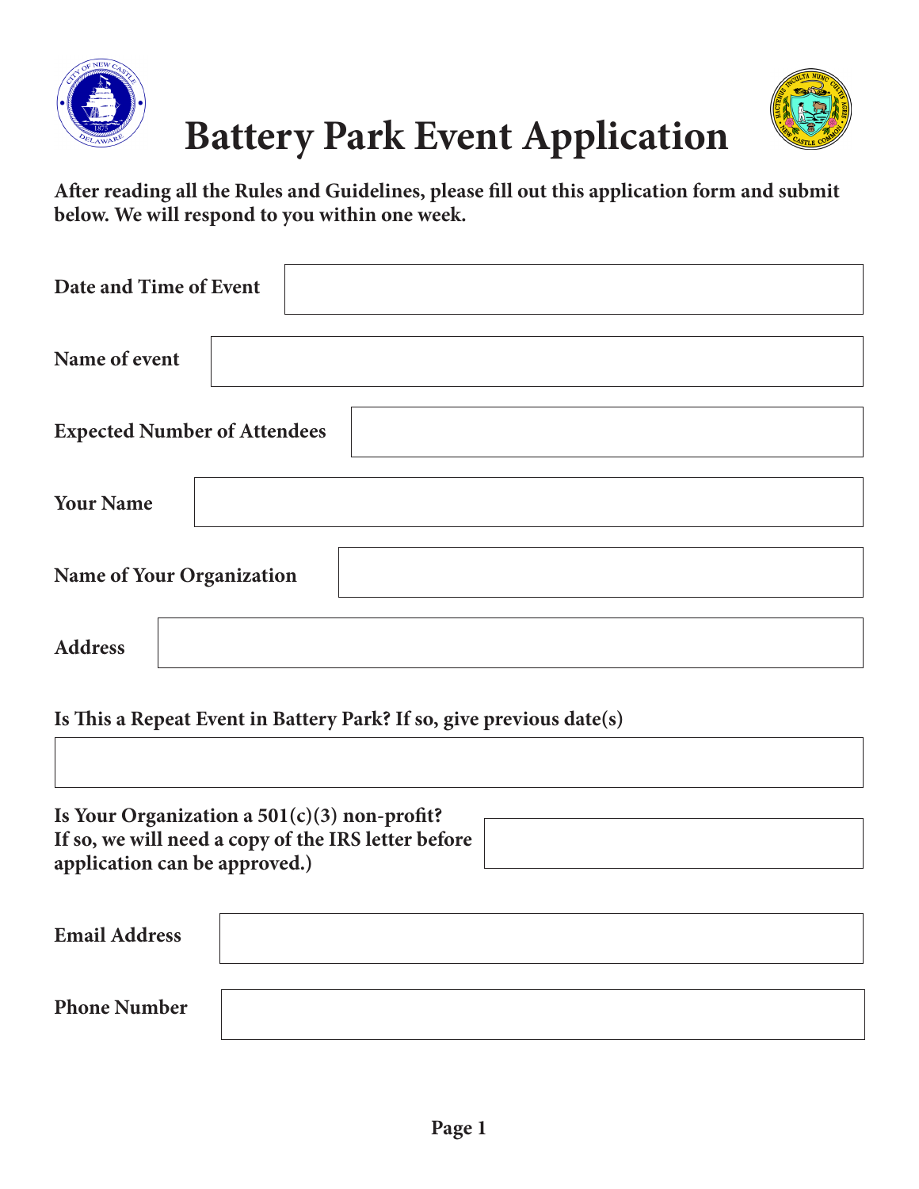# Battery Park Event Application

**After reading all the Rules and Guidelines, please fill out this application form and submit below. We will respond to you within one week.**

**Date and Time of Event**

**Name of event**

**Expected Number of Attendees**

**Your Name**

**Name of Your Organization**

**Address**

**Is This a Repeat Event in Battery Park? If so, give previous date(s)**

**Is Your Organization a 501(c)(3) non-profit? If so, we will need a copy of the IRS letter before application can be approved.)**

**Email Address**

**Phone Number**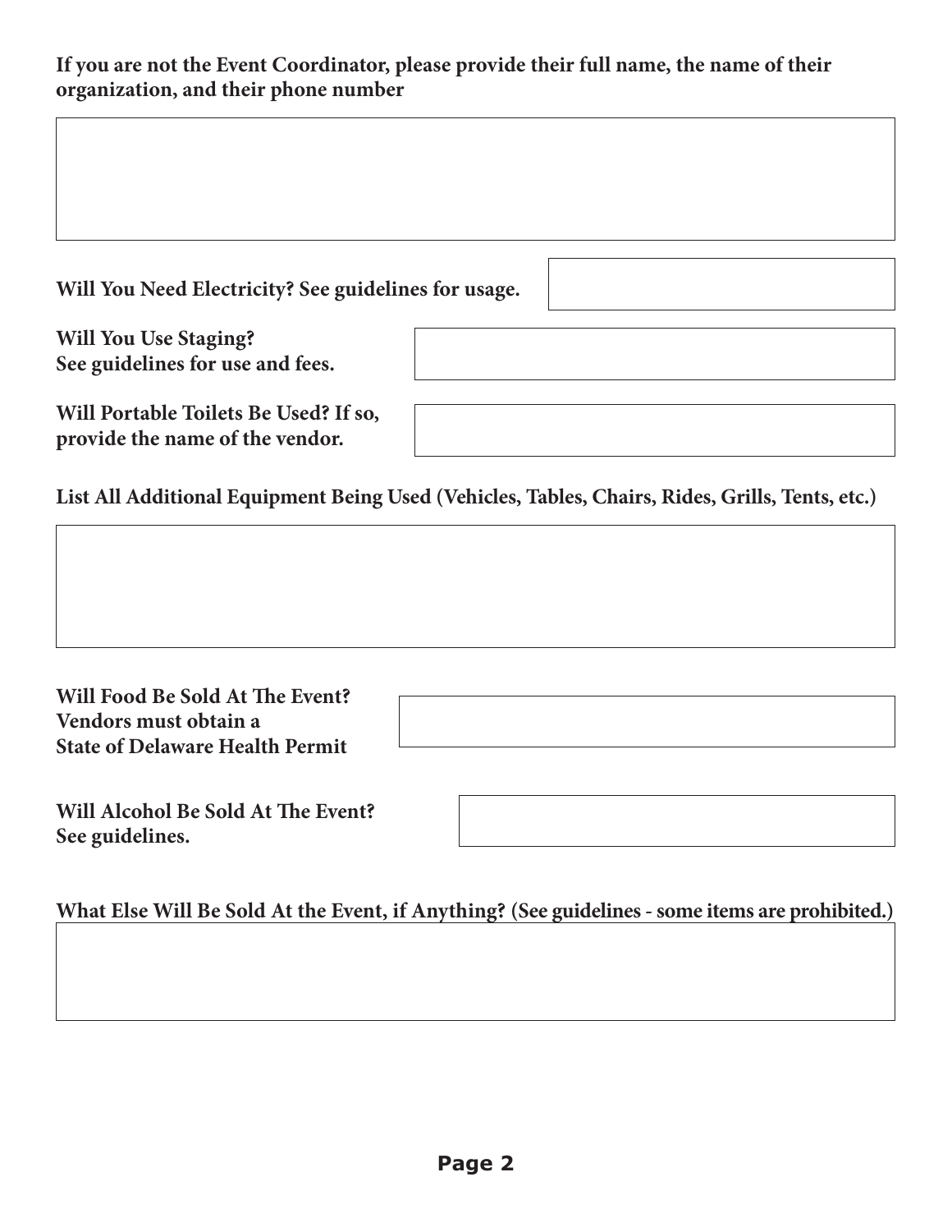**If you are not the Event Coordinator, please provide their full name, the name of their organization, and their phone number**

**Will You Need Electricity? See guidelines for usage.**

**Will You Use Staging?**
**See guidelines for use and fees.**

**Will Portable Toilets Be Used? If so, provide the name of the vendor.**

**List All Additional Equipment Being Used (Vehicles, Tables, Chairs, Rides, Grills, Tents, etc.)**

**Will Food Be Sold At The Event?**
**Vendors must obtain a**
**State of Delaware Health Permit**

**Will Alcohol Be Sold At The Event?**
**See guidelines.**

**What Else Will Be Sold At the Event, if Anything? (See guidelines - some items are prohibited.)**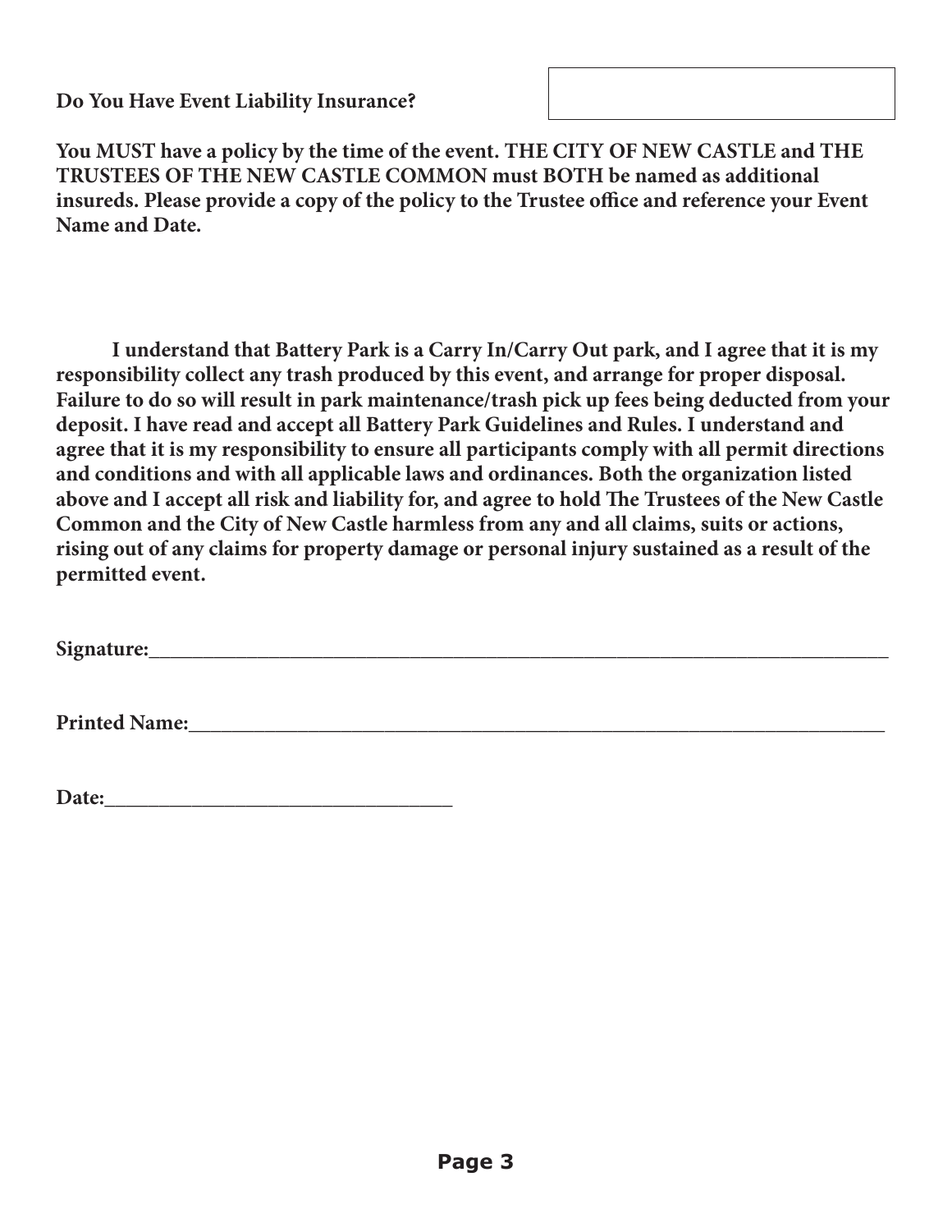**Do You Have Event Liability Insurance?**

**You MUST have a policy by the time of the event. THE CITY OF NEW CASTLE and THE TRUSTEES OF THE NEW CASTLE COMMON must BOTH be named as additional insureds. Please provide a copy of the policy to the Trustee office and reference your Event Name and Date.**

**I understand that Battery Park is a Carry In/Carry Out park, and I agree that it is my responsibility collect any trash produced by this event, and arrange for proper disposal. Failure to do so will result in park maintenance/trash pick up fees being deducted from your deposit. I have read and accept all Battery Park Guidelines and Rules. I understand and agree that it is my responsibility to ensure all participants comply with all permit directions and conditions and with all applicable laws and ordinances. Both the organization listed above and I accept all risk and liability for, and agree to hold The Trustees of the New Castle Common and the City of New Castle harmless from any and all claims, suits or actions, rising out of any claims for property damage or personal injury sustained as a result of the permitted event.**

**Signature:**___________________________________________________________________________

**Printed Name:**_______________________________________________________________________

**Date:**__________________________________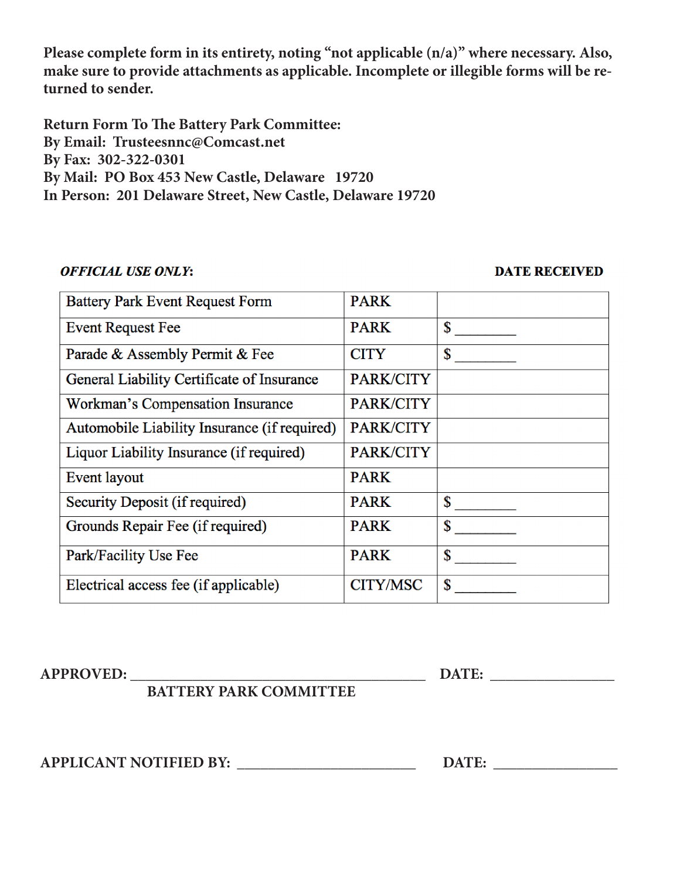**Please complete form in its entirety, noting "not applicable (n/a)" where necessary. Also, make sure to provide attachments as applicable. Incomplete or illegible forms will be returned to sender.**

**Return Form To The Battery Park Committee:**
**By Email: Trusteesnnc@Comcast.net**
**By Fax: 302-322-0301**
**By Mail: PO Box 453 New Castle, Delaware 19720**
**In Person: 201 Delaware Street, New Castle, Delaware 19720**

***OFFICIAL USE ONLY:*** **DATE RECEIVED**

| | | |
|---|---|---|
| Battery Park Event Request Form | PARK | |
| Event Request Fee | PARK | $ ________ |
| Parade & Assembly Permit & Fee | CITY | $ ________ |
| General Liability Certificate of Insurance | PARK/CITY | |
| Workman's Compensation Insurance | PARK/CITY | |
| Automobile Liability Insurance (if required) | PARK/CITY | |
| Liquor Liability Insurance (if required) | PARK/CITY | |
| Event layout | PARK | |
| Security Deposit (if required) | PARK | $ ________ |
| Grounds Repair Fee (if required) | PARK | $ ________ |
| Park/Facility Use Fee | PARK | $ ________ |
| Electrical access fee (if applicable) | CITY/MSC | $ ________ |

APPROVED: ________________________________________ DATE: ________________
BATTERY PARK COMMITTEE

APPLICANT NOTIFIED BY: ________________________ DATE: ________________